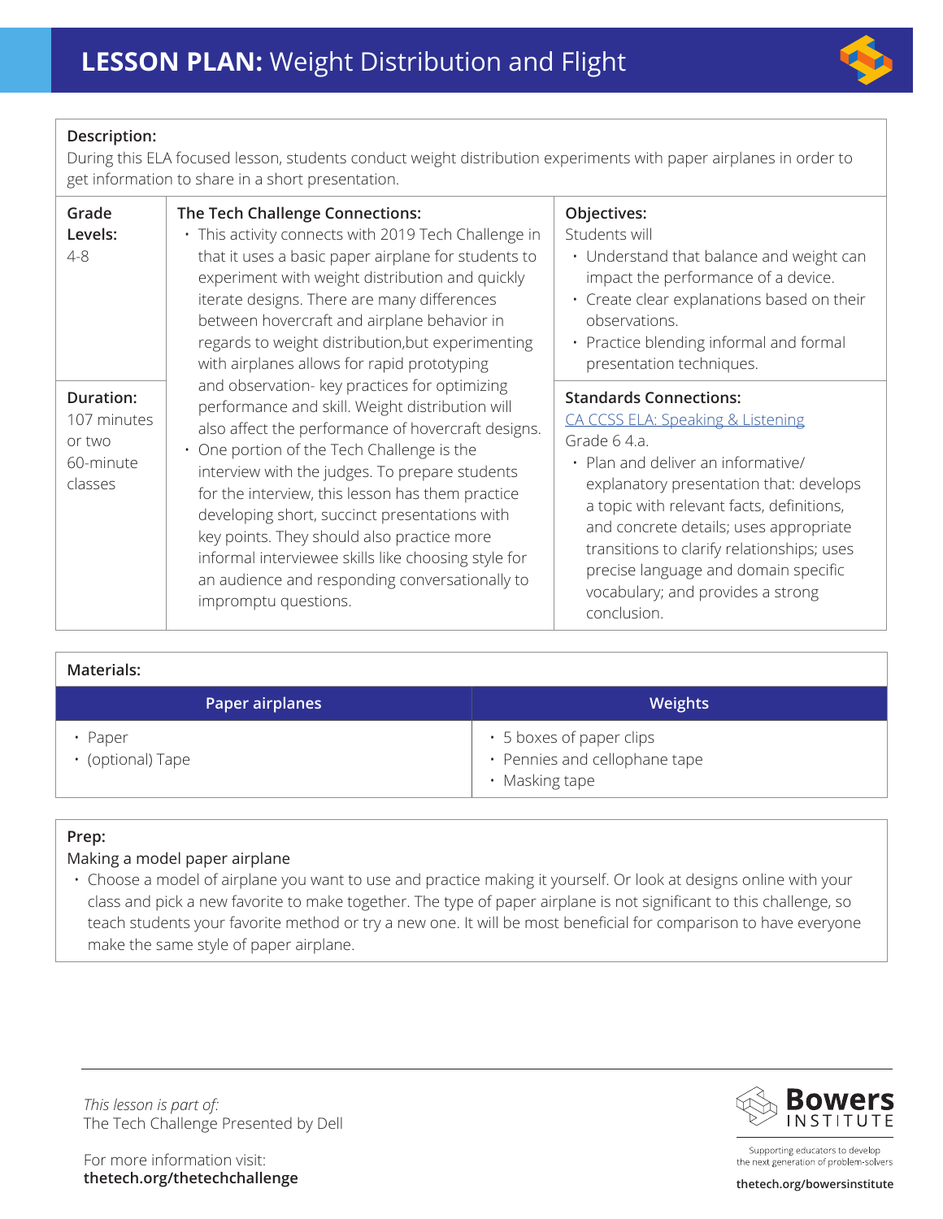# **LESSON PLAN:** Weight Distribution and Flight

**Description:**

During this ELA focused lesson, students conduct weight distribution experiments with paper airplanes in order to get information to share in a short presentation.

**Grade Levels:**
4-8

**Duration:**
107 minutes or two 60-minute classes

**The Tech Challenge Connections:**

- This activity connects with 2019 Tech Challenge in that it uses a basic paper airplane for students to experiment with weight distribution and quickly iterate designs. There are many differences between hovercraft and airplane behavior in regards to weight distribution,but experimenting with airplanes allows for rapid prototyping and observation- key practices for optimizing performance and skill. Weight distribution will also affect the performance of hovercraft designs.
- One portion of the Tech Challenge is the interview with the judges. To prepare students for the interview, this lesson has them practice developing short, succinct presentations with key points. They should also practice more informal interviewee skills like choosing style for an audience and responding conversationally to impromptu questions.

**Objectives:**

Students will

- Understand that balance and weight can impact the performance of a device.
- Create clear explanations based on their observations.
- Practice blending informal and formal presentation techniques.

**Standards Connections:**

CA CCSS ELA: Speaking & Listening

Grade 6 4.a.

- Plan and deliver an informative/ explanatory presentation that: develops a topic with relevant facts, definitions, and concrete details; uses appropriate transitions to clarify relationships; uses precise language and domain specific vocabulary; and provides a strong conclusion.

**Materials:**

| Paper airplanes | Weights |
|---|---|
| • Paper<br>• (optional) Tape | • 5 boxes of paper clips<br>• Pennies and cellophane tape<br>• Masking tape |

**Prep:**

Making a model paper airplane

- Choose a model of airplane you want to use and practice making it yourself. Or look at designs online with your class and pick a new favorite to make together. The type of paper airplane is not significant to this challenge, so teach students your favorite method or try a new one. It will be most beneficial for comparison to have everyone make the same style of paper airplane.

*This lesson is part of:*
The Tech Challenge Presented by Dell

For more information visit:
**thetech.org/thetechchallenge**

Bowers INSTITUTE
Supporting educators to develop the next generation of problem-solvers
**thetech.org/bowersinstitute**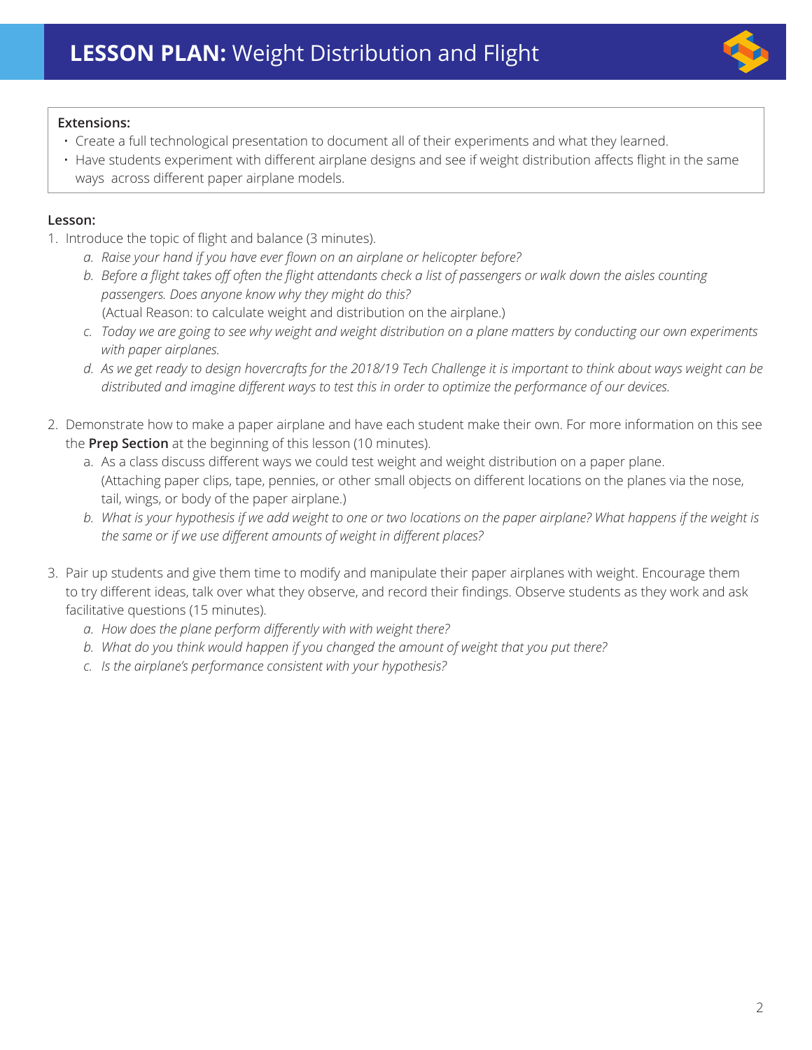**Extensions:**

- Create a full technological presentation to document all of their experiments and what they learned.
- Have students experiment with different airplane designs and see if weight distribution affects flight in the same ways across different paper airplane models.

**Lesson:**

1. Introduce the topic of flight and balance (3 minutes).
   a. *Raise your hand if you have ever flown on an airplane or helicopter before?*
   b. *Before a flight takes off often the flight attendants check a list of passengers or walk down the aisles counting passengers. Does anyone know why they might do this?*
      (Actual Reason: to calculate weight and distribution on the airplane.)
   c. *Today we are going to see why weight and weight distribution on a plane matters by conducting our own experiments with paper airplanes.*
   d. *As we get ready to design hovercrafts for the 2018/19 Tech Challenge it is important to think about ways weight can be distributed and imagine different ways to test this in order to optimize the performance of our devices.*

2. Demonstrate how to make a paper airplane and have each student make their own. For more information on this see the **Prep Section** at the beginning of this lesson (10 minutes).
   a. As a class discuss different ways we could test weight and weight distribution on a paper plane. (Attaching paper clips, tape, pennies, or other small objects on different locations on the planes via the nose, tail, wings, or body of the paper airplane.)
   b. *What is your hypothesis if we add weight to one or two locations on the paper airplane? What happens if the weight is the same or if we use different amounts of weight in different places?*

3. Pair up students and give them time to modify and manipulate their paper airplanes with weight. Encourage them to try different ideas, talk over what they observe, and record their findings. Observe students as they work and ask facilitative questions (15 minutes).
   a. *How does the plane perform differently with with weight there?*
   b. *What do you think would happen if you changed the amount of weight that you put there?*
   c. *Is the airplane's performance consistent with your hypothesis?*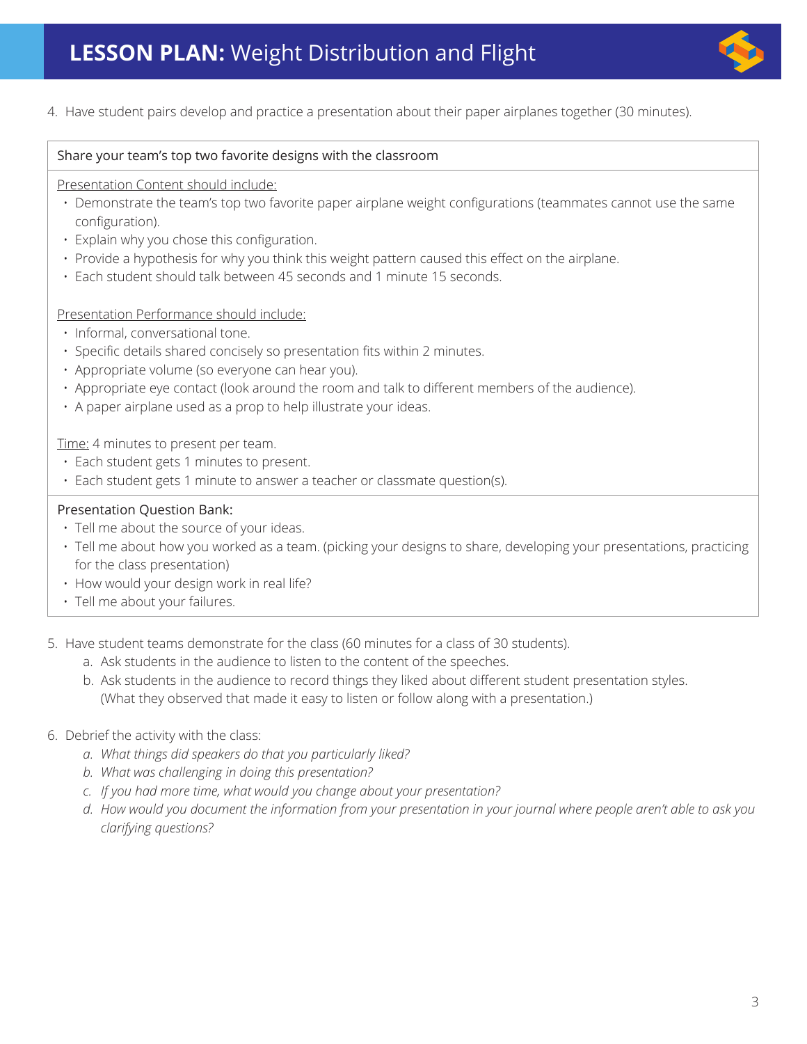4. Have student pairs develop and practice a presentation about their paper airplanes together (30 minutes).

**Share your team's top two favorite designs with the classroom**

Presentation Content should include:

- Demonstrate the team's top two favorite paper airplane weight configurations (teammates cannot use the same configuration).
- Explain why you chose this configuration.
- Provide a hypothesis for why you think this weight pattern caused this effect on the airplane.
- Each student should talk between 45 seconds and 1 minute 15 seconds.

Presentation Performance should include:

- Informal, conversational tone.
- Specific details shared concisely so presentation fits within 2 minutes.
- Appropriate volume (so everyone can hear you).
- Appropriate eye contact (look around the room and talk to different members of the audience).
- A paper airplane used as a prop to help illustrate your ideas.

Time: 4 minutes to present per team.

- Each student gets 1 minutes to present.
- Each student gets 1 minute to answer a teacher or classmate question(s).

Presentation Question Bank:

- Tell me about the source of your ideas.
- Tell me about how you worked as a team. (picking your designs to share, developing your presentations, practicing for the class presentation)
- How would your design work in real life?
- Tell me about your failures.

5. Have student teams demonstrate for the class (60 minutes for a class of 30 students).
    a. Ask students in the audience to listen to the content of the speeches.
    b. Ask students in the audience to record things they liked about different student presentation styles. (What they observed that made it easy to listen or follow along with a presentation.)

6. Debrief the activity with the class:
    a. *What things did speakers do that you particularly liked?*
    b. *What was challenging in doing this presentation?*
    c. *If you had more time, what would you change about your presentation?*
    d. *How would you document the information from your presentation in your journal where people aren't able to ask you clarifying questions?*